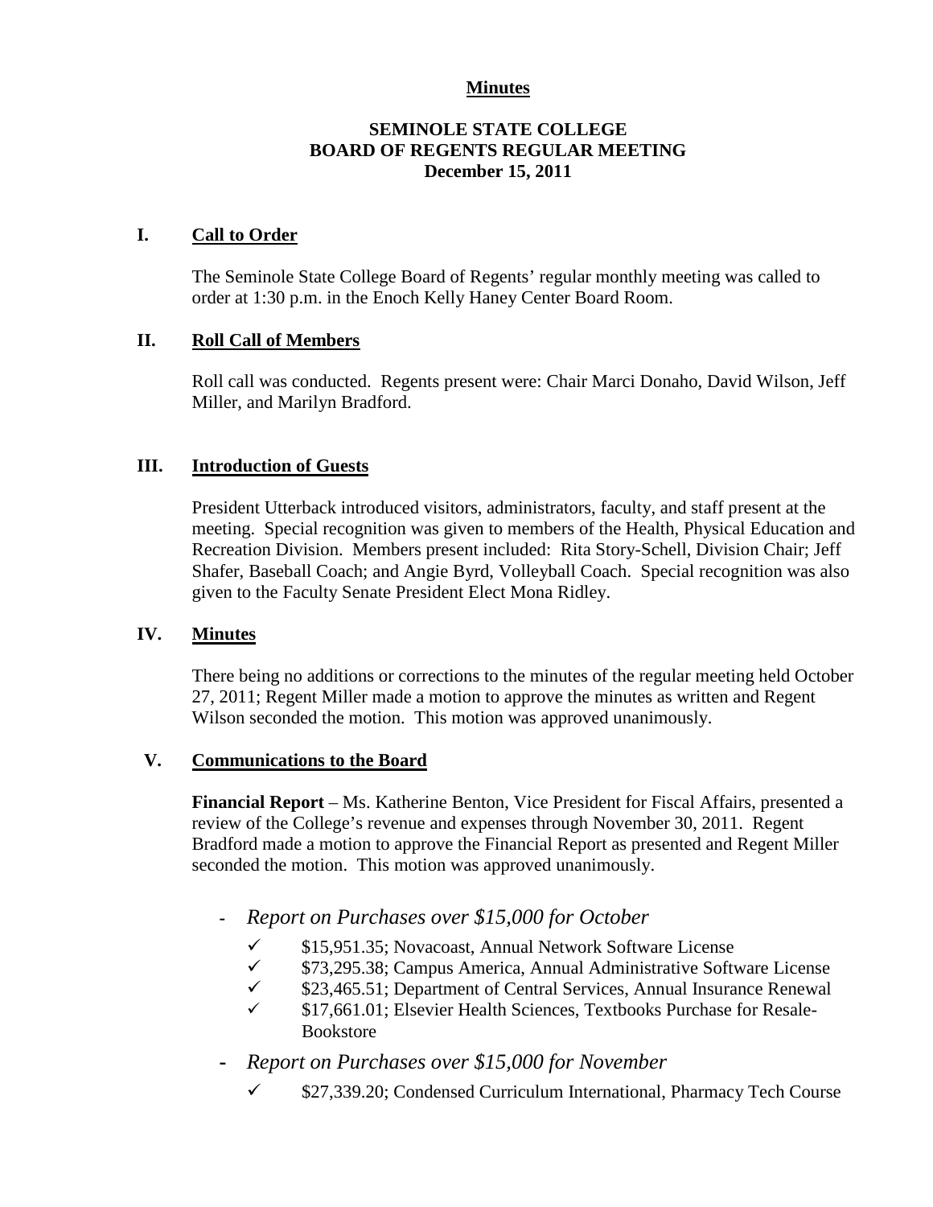**Minutes**

# SEMINOLE STATE COLLEGE
# BOARD OF REGENTS REGULAR MEETING
# December 15, 2011

## I. Call to Order

The Seminole State College Board of Regents' regular monthly meeting was called to order at 1:30 p.m. in the Enoch Kelly Haney Center Board Room.

## II. Roll Call of Members

Roll call was conducted. Regents present were: Chair Marci Donaho, David Wilson, Jeff Miller, and Marilyn Bradford.

## III. Introduction of Guests

President Utterback introduced visitors, administrators, faculty, and staff present at the meeting. Special recognition was given to members of the Health, Physical Education and Recreation Division. Members present included: Rita Story-Schell, Division Chair; Jeff Shafer, Baseball Coach; and Angie Byrd, Volleyball Coach. Special recognition was also given to the Faculty Senate President Elect Mona Ridley.

## IV. Minutes

There being no additions or corrections to the minutes of the regular meeting held October 27, 2011; Regent Miller made a motion to approve the minutes as written and Regent Wilson seconded the motion. This motion was approved unanimously.

## V. Communications to the Board

**Financial Report** – Ms. Katherine Benton, Vice President for Fiscal Affairs, presented a review of the College's revenue and expenses through November 30, 2011. Regent Bradford made a motion to approve the Financial Report as presented and Regent Miller seconded the motion. This motion was approved unanimously.

- *Report on Purchases over $15,000 for October*
  - ✓ $15,951.35; Novacoast, Annual Network Software License
  - ✓ $73,295.38; Campus America, Annual Administrative Software License
  - ✓ $23,465.51; Department of Central Services, Annual Insurance Renewal
  - ✓ $17,661.01; Elsevier Health Sciences, Textbooks Purchase for Resale-Bookstore
- *Report on Purchases over $15,000 for November*
  - ✓ $27,339.20; Condensed Curriculum International, Pharmacy Tech Course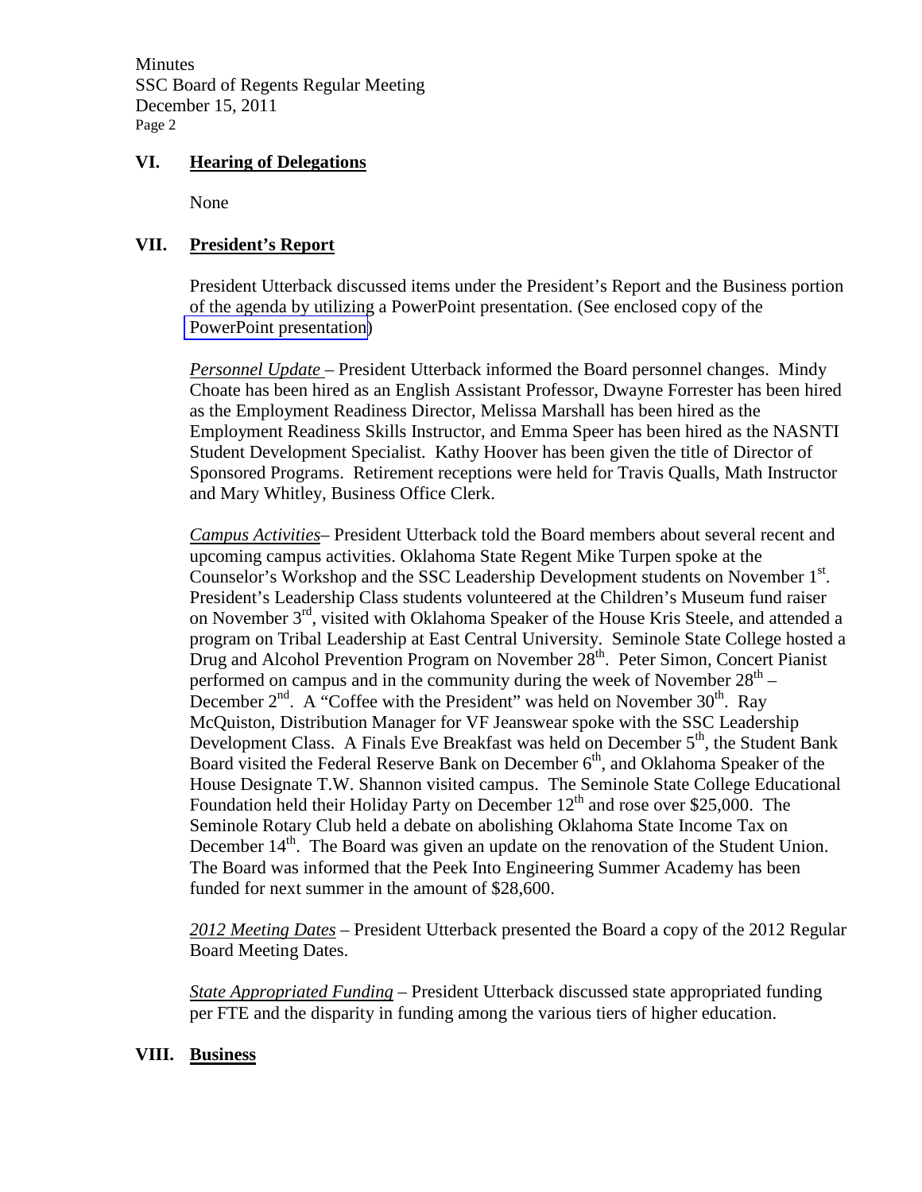## VI. Hearing of Delegations

None

## VII. President's Report

President Utterback discussed items under the President's Report and the Business portion of the agenda by utilizing a PowerPoint presentation. (See enclosed copy of the PowerPoint presentation)

*Personnel Update* – President Utterback informed the Board personnel changes. Mindy Choate has been hired as an English Assistant Professor, Dwayne Forrester has been hired as the Employment Readiness Director, Melissa Marshall has been hired as the Employment Readiness Skills Instructor, and Emma Speer has been hired as the NASNTI Student Development Specialist. Kathy Hoover has been given the title of Director of Sponsored Programs. Retirement receptions were held for Travis Qualls, Math Instructor and Mary Whitley, Business Office Clerk.

*Campus Activities*– President Utterback told the Board members about several recent and upcoming campus activities. Oklahoma State Regent Mike Turpen spoke at the Counselor's Workshop and the SSC Leadership Development students on November 1st. President's Leadership Class students volunteered at the Children's Museum fund raiser on November 3rd, visited with Oklahoma Speaker of the House Kris Steele, and attended a program on Tribal Leadership at East Central University. Seminole State College hosted a Drug and Alcohol Prevention Program on November 28th. Peter Simon, Concert Pianist performed on campus and in the community during the week of November 28th – December 2nd. A "Coffee with the President" was held on November 30th. Ray McQuiston, Distribution Manager for VF Jeanswear spoke with the SSC Leadership Development Class. A Finals Eve Breakfast was held on December 5th, the Student Bank Board visited the Federal Reserve Bank on December 6th, and Oklahoma Speaker of the House Designate T.W. Shannon visited campus. The Seminole State College Educational Foundation held their Holiday Party on December 12th and rose over $25,000. The Seminole Rotary Club held a debate on abolishing Oklahoma State Income Tax on December 14th. The Board was given an update on the renovation of the Student Union. The Board was informed that the Peek Into Engineering Summer Academy has been funded for next summer in the amount of $28,600.

*2012 Meeting Dates* – President Utterback presented the Board a copy of the 2012 Regular Board Meeting Dates.

*State Appropriated Funding* – President Utterback discussed state appropriated funding per FTE and the disparity in funding among the various tiers of higher education.

## VIII. Business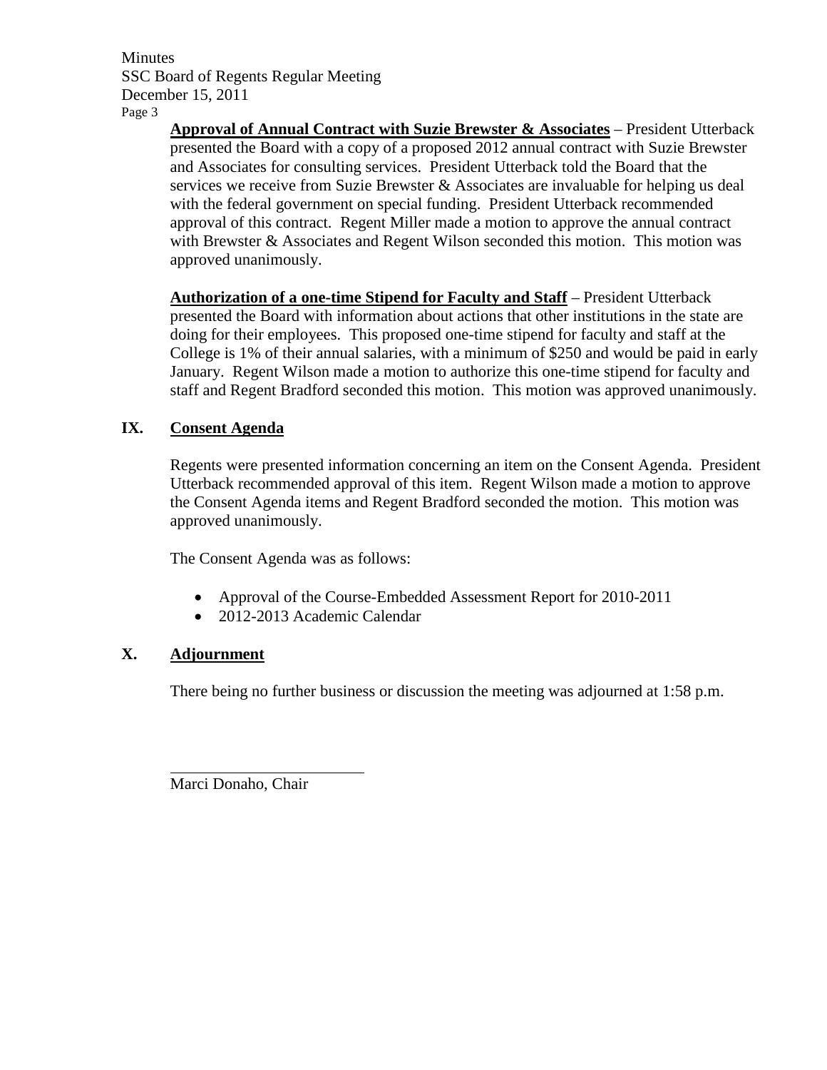**Approval of Annual Contract with Suzie Brewster & Associates** – President Utterback presented the Board with a copy of a proposed 2012 annual contract with Suzie Brewster and Associates for consulting services. President Utterback told the Board that the services we receive from Suzie Brewster & Associates are invaluable for helping us deal with the federal government on special funding. President Utterback recommended approval of this contract. Regent Miller made a motion to approve the annual contract with Brewster & Associates and Regent Wilson seconded this motion. This motion was approved unanimously.

**Authorization of a one-time Stipend for Faculty and Staff** – President Utterback presented the Board with information about actions that other institutions in the state are doing for their employees. This proposed one-time stipend for faculty and staff at the College is 1% of their annual salaries, with a minimum of $250 and would be paid in early January. Regent Wilson made a motion to authorize this one-time stipend for faculty and staff and Regent Bradford seconded this motion. This motion was approved unanimously.

## IX. Consent Agenda

Regents were presented information concerning an item on the Consent Agenda. President Utterback recommended approval of this item. Regent Wilson made a motion to approve the Consent Agenda items and Regent Bradford seconded the motion. This motion was approved unanimously.

The Consent Agenda was as follows:

- Approval of the Course-Embedded Assessment Report for 2010-2011
- 2012-2013 Academic Calendar

## X. Adjournment

There being no further business or discussion the meeting was adjourned at 1:58 p.m.

Marci Donaho, Chair